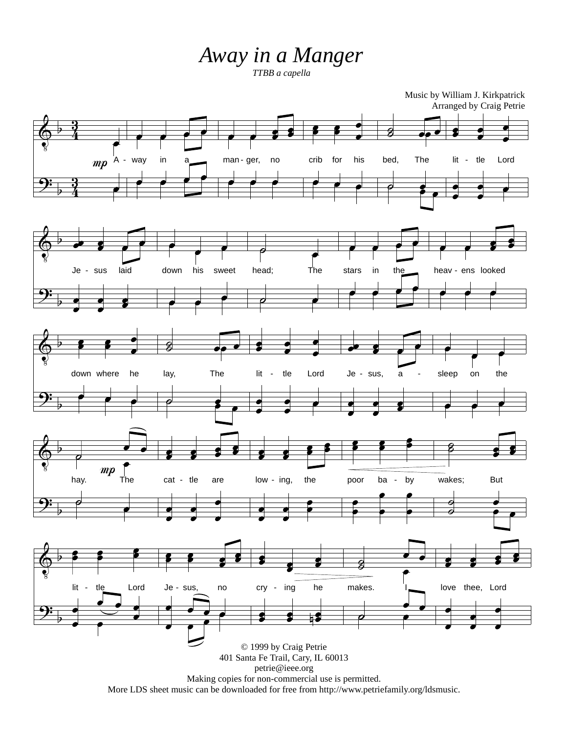# *Away in a Manger*

*TTBB a capella*

Music by William J. Kirkpatrick
Arranged by Craig Petrie

A - way in a man - ger, no crib for his bed, The lit - tle Lord Je - sus laid down his sweet head; The stars in the heav - ens looked down where he lay, The lit - tle Lord Je - sus, a - sleep on the hay. The cat - tle are low - ing, the poor ba - by wakes; But lit - tle Lord Je - sus, no cry - ing he makes. I love thee, Lord

© 1999 by Craig Petrie
401 Santa Fe Trail, Cary, IL 60013
petrie@ieee.org
Making copies for non-commercial use is permitted.
More LDS sheet music can be downloaded for free from http://www.petriefamily.org/ldsmusic.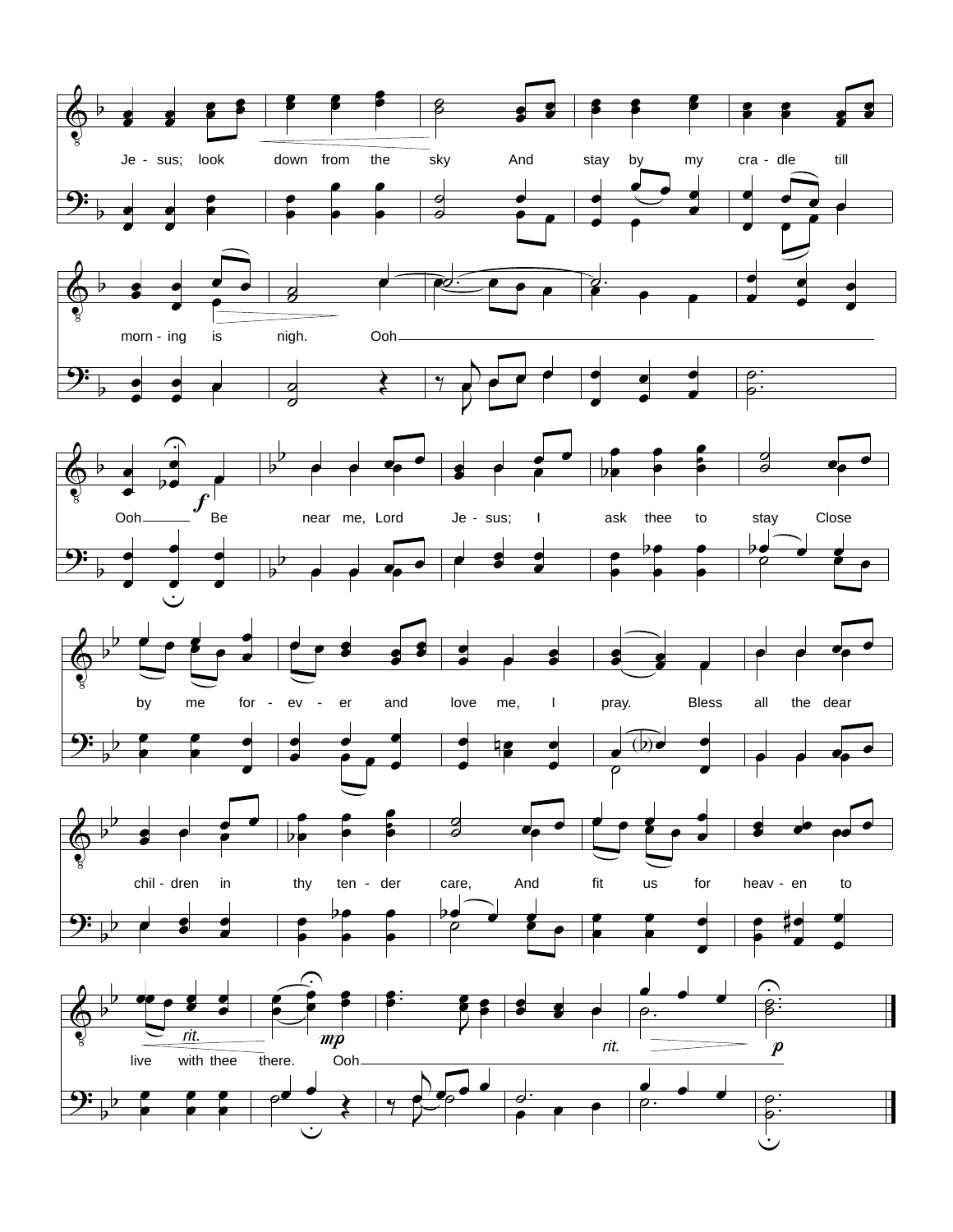Je - sus; look down from the sky And stay by my cra - dle till morn - ing is nigh. Ooh

Ooh Be near me, Lord Je - sus; I ask thee to stay Close by me for - ev - er and love me, I pray. Bless all the dear chil - dren in thy ten - der care, And fit us for heav - en to live with thee there. Ooh

*f* *rit.* *mp* *rit.* *p*